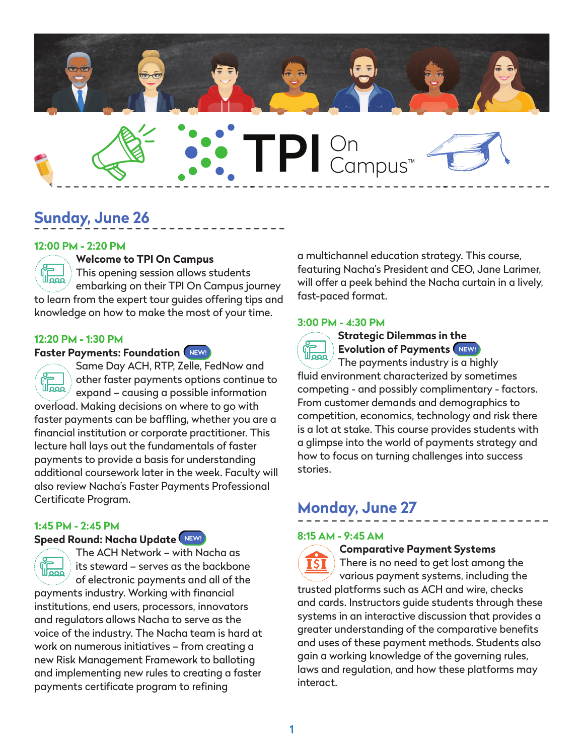# TPI On Campus™

## Sunday, June 26

**12:00 PM - 2:20 PM**

### Welcome to TPI On Campus

This opening session allows students embarking on their TPI On Campus journey to learn from the expert tour guides offering tips and knowledge on how to make the most of your time.

**12:20 PM - 1:30 PM**

### Faster Payments: Foundation (NEW!)

Same Day ACH, RTP, Zelle, FedNow and other faster payments options continue to expand – causing a possible information overload. Making decisions on where to go with faster payments can be baffling, whether you are a financial institution or corporate practitioner. This lecture hall lays out the fundamentals of faster payments to provide a basis for understanding additional coursework later in the week. Faculty will also review Nacha's Faster Payments Professional Certificate Program.

**1:45 PM - 2:45 PM**

### Speed Round: Nacha Update (NEW!)

The ACH Network – with Nacha as its steward – serves as the backbone of electronic payments and all of the payments industry. Working with financial institutions, end users, processors, innovators and regulators allows Nacha to serve as the voice of the industry. The Nacha team is hard at work on numerous initiatives – from creating a new Risk Management Framework to balloting and implementing new rules to creating a faster payments certificate program to refining a multichannel education strategy. This course, featuring Nacha's President and CEO, Jane Larimer, will offer a peek behind the Nacha curtain in a lively, fast-paced format.

**3:00 PM - 4:30 PM**

### Strategic Dilemmas in the Evolution of Payments (NEW!)

The payments industry is a highly fluid environment characterized by sometimes competing - and possibly complimentary - factors. From customer demands and demographics to competition, economics, technology and risk there is a lot at stake. This course provides students with a glimpse into the world of payments strategy and how to focus on turning challenges into success stories.

## Monday, June 27

**8:15 AM - 9:45 AM**

### Comparative Payment Systems

There is no need to get lost among the various payment systems, including the trusted platforms such as ACH and wire, checks and cards. Instructors guide students through these systems in an interactive discussion that provides a greater understanding of the comparative benefits and uses of these payment methods. Students also gain a working knowledge of the governing rules, laws and regulation, and how these platforms may interact.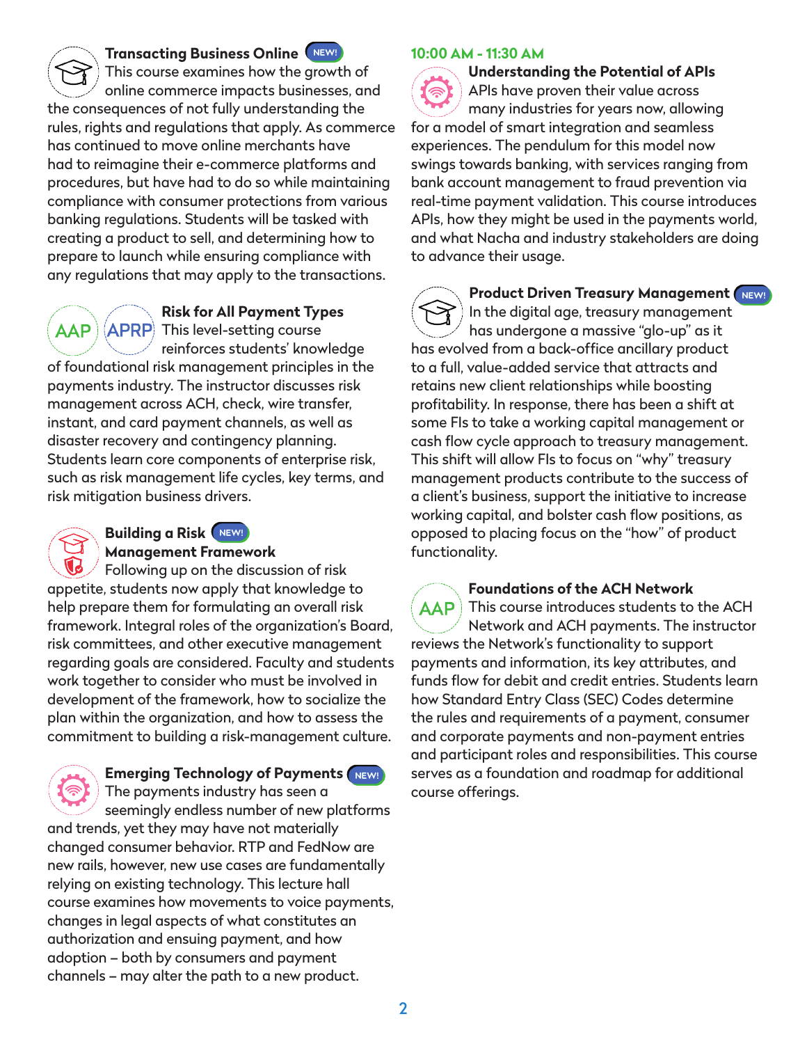### Transacting Business Online NEW!

This course examines how the growth of online commerce impacts businesses, and the consequences of not fully understanding the rules, rights and regulations that apply. As commerce has continued to move online merchants have had to reimagine their e-commerce platforms and procedures, but have had to do so while maintaining compliance with consumer protections from various banking regulations. Students will be tasked with creating a product to sell, and determining how to prepare to launch while ensuring compliance with any regulations that may apply to the transactions.

### Risk for All Payment Types

AAP APRP

This level-setting course reinforces students' knowledge of foundational risk management principles in the payments industry. The instructor discusses risk management across ACH, check, wire transfer, instant, and card payment channels, as well as disaster recovery and contingency planning. Students learn core components of enterprise risk, such as risk management life cycles, key terms, and risk mitigation business drivers.

### Building a Risk Management Framework NEW!

Following up on the discussion of risk appetite, students now apply that knowledge to help prepare them for formulating an overall risk framework. Integral roles of the organization's Board, risk committees, and other executive management regarding goals are considered. Faculty and students work together to consider who must be involved in development of the framework, how to socialize the plan within the organization, and how to assess the commitment to building a risk-management culture.

### Emerging Technology of Payments NEW!

The payments industry has seen a seemingly endless number of new platforms and trends, yet they may have not materially changed consumer behavior. RTP and FedNow are new rails, however, new use cases are fundamentally relying on existing technology. This lecture hall course examines how movements to voice payments, changes in legal aspects of what constitutes an authorization and ensuing payment, and how adoption – both by consumers and payment channels – may alter the path to a new product.

## 10:00 AM - 11:30 AM

### Understanding the Potential of APIs

APIs have proven their value across many industries for years now, allowing for a model of smart integration and seamless experiences. The pendulum for this model now swings towards banking, with services ranging from bank account management to fraud prevention via real-time payment validation. This course introduces APIs, how they might be used in the payments world, and what Nacha and industry stakeholders are doing to advance their usage.

### Product Driven Treasury Management NEW!

In the digital age, treasury management has undergone a massive "glo-up" as it has evolved from a back-office ancillary product to a full, value-added service that attracts and retains new client relationships while boosting profitability. In response, there has been a shift at some FIs to take a working capital management or cash flow cycle approach to treasury management. This shift will allow FIs to focus on "why" treasury management products contribute to the success of a client's business, support the initiative to increase working capital, and bolster cash flow positions, as opposed to placing focus on the "how" of product functionality.

### Foundations of the ACH Network

AAP

This course introduces students to the ACH Network and ACH payments. The instructor reviews the Network's functionality to support payments and information, its key attributes, and funds flow for debit and credit entries. Students learn how Standard Entry Class (SEC) Codes determine the rules and requirements of a payment, consumer and corporate payments and non-payment entries and participant roles and responsibilities. This course serves as a foundation and roadmap for additional course offerings.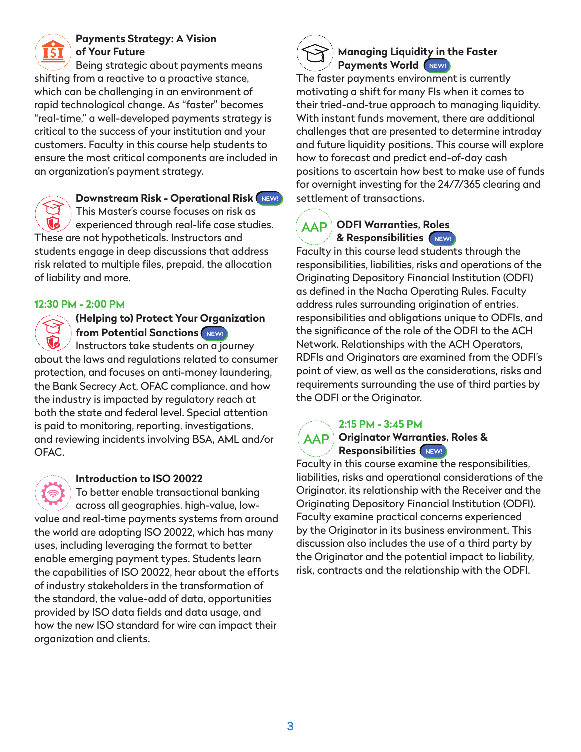### Payments Strategy: A Vision of Your Future

Being strategic about payments means shifting from a reactive to a proactive stance, which can be challenging in an environment of rapid technological change. As "faster" becomes "real-time," a well-developed payments strategy is critical to the success of your institution and your customers. Faculty in this course help students to ensure the most critical components are included in an organization's payment strategy.

### Downstream Risk - Operational Risk NEW!

This Master's course focuses on risk as experienced through real-life case studies. These are not hypotheticals. Instructors and students engage in deep discussions that address risk related to multiple files, prepaid, the allocation of liability and more.

## 12:30 PM - 2:00 PM

### (Helping to) Protect Your Organization from Potential Sanctions NEW!

Instructors take students on a journey about the laws and regulations related to consumer protection, and focuses on anti-money laundering, the Bank Secrecy Act, OFAC compliance, and how the industry is impacted by regulatory reach at both the state and federal level. Special attention is paid to monitoring, reporting, investigations, and reviewing incidents involving BSA, AML and/or OFAC.

### Introduction to ISO 20022

To better enable transactional banking across all geographies, high-value, low-value and real-time payments systems from around the world are adopting ISO 20022, which has many uses, including leveraging the format to better enable emerging payment types. Students learn the capabilities of ISO 20022, hear about the efforts of industry stakeholders in the transformation of the standard, the value-add of data, opportunities provided by ISO data fields and data usage, and how the new ISO standard for wire can impact their organization and clients.

### Managing Liquidity in the Faster Payments World NEW!

The faster payments environment is currently motivating a shift for many FIs when it comes to their tried-and-true approach to managing liquidity. With instant funds movement, there are additional challenges that are presented to determine intraday and future liquidity positions. This course will explore how to forecast and predict end-of-day cash positions to ascertain how best to make use of funds for overnight investing for the 24/7/365 clearing and settlement of transactions.

### AAP ODFI Warranties, Roles & Responsibilities NEW!

Faculty in this course lead students through the responsibilities, liabilities, risks and operations of the Originating Depository Financial Institution (ODFI) as defined in the Nacha Operating Rules. Faculty address rules surrounding origination of entries, responsibilities and obligations unique to ODFIs, and the significance of the role of the ODFI to the ACH Network. Relationships with the ACH Operators, RDFIs and Originators are examined from the ODFI's point of view, as well as the considerations, risks and requirements surrounding the use of third parties by the ODFI or the Originator.

## 2:15 PM - 3:45 PM

### AAP Originator Warranties, Roles & Responsibilities NEW!

Faculty in this course examine the responsibilities, liabilities, risks and operational considerations of the Originator, its relationship with the Receiver and the Originating Depository Financial Institution (ODFI). Faculty examine practical concerns experienced by the Originator in its business environment. This discussion also includes the use of a third party by the Originator and the potential impact to liability, risk, contracts and the relationship with the ODFI.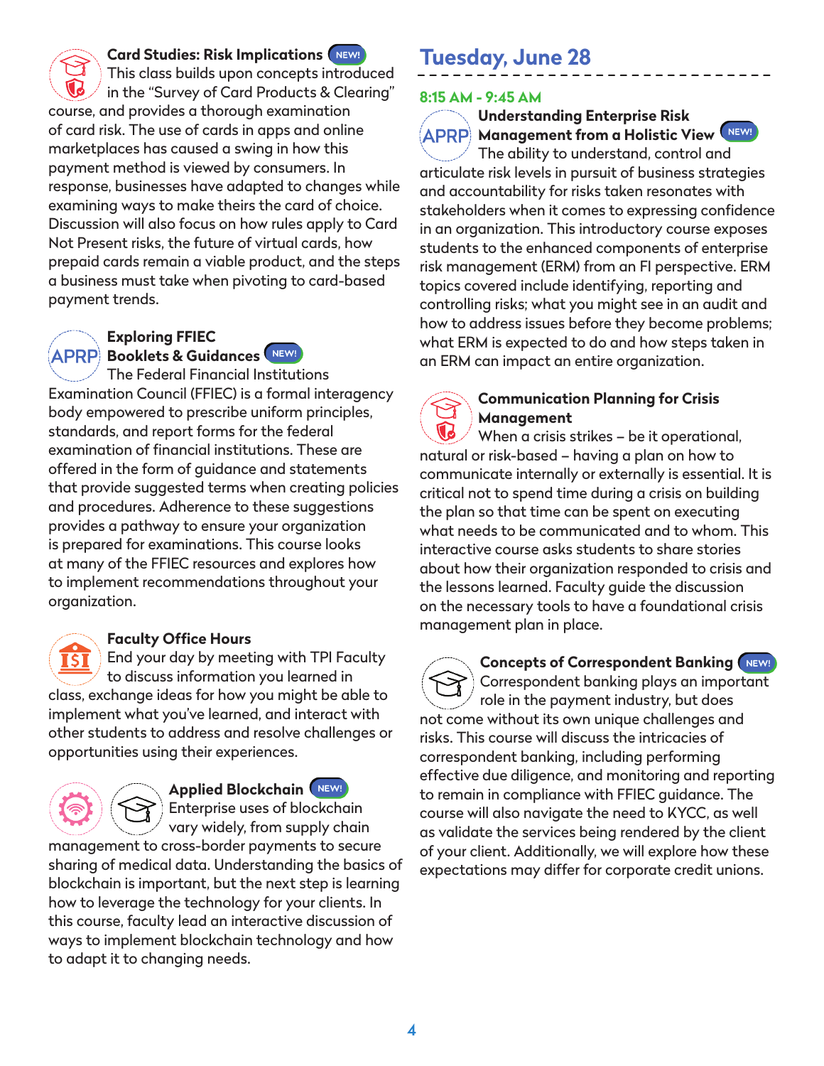### Card Studies: Risk Implications NEW!

This class builds upon concepts introduced in the "Survey of Card Products & Clearing" course, and provides a thorough examination of card risk. The use of cards in apps and online marketplaces has caused a swing in how this payment method is viewed by consumers. In response, businesses have adapted to changes while examining ways to make theirs the card of choice. Discussion will also focus on how rules apply to Card Not Present risks, the future of virtual cards, how prepaid cards remain a viable product, and the steps a business must take when pivoting to card-based payment trends.

### Exploring FFIEC Booklets & Guidances NEW!

APRP

The Federal Financial Institutions Examination Council (FFIEC) is a formal interagency body empowered to prescribe uniform principles, standards, and report forms for the federal examination of financial institutions. These are offered in the form of guidance and statements that provide suggested terms when creating policies and procedures. Adherence to these suggestions provides a pathway to ensure your organization is prepared for examinations. This course looks at many of the FFIEC resources and explores how to implement recommendations throughout your organization.

### Faculty Office Hours

End your day by meeting with TPI Faculty to discuss information you learned in class, exchange ideas for how you might be able to implement what you've learned, and interact with other students to address and resolve challenges or opportunities using their experiences.

### Applied Blockchain NEW!

Enterprise uses of blockchain vary widely, from supply chain management to cross-border payments to secure sharing of medical data. Understanding the basics of blockchain is important, but the next step is learning how to leverage the technology for your clients. In this course, faculty lead an interactive discussion of ways to implement blockchain technology and how to adapt it to changing needs.

## Tuesday, June 28

**8:15 AM - 9:45 AM**

### Understanding Enterprise Risk Management from a Holistic View NEW!

APRP

The ability to understand, control and articulate risk levels in pursuit of business strategies and accountability for risks taken resonates with stakeholders when it comes to expressing confidence in an organization. This introductory course exposes students to the enhanced components of enterprise risk management (ERM) from an FI perspective. ERM topics covered include identifying, reporting and controlling risks; what you might see in an audit and how to address issues before they become problems; what ERM is expected to do and how steps taken in an ERM can impact an entire organization.

### Communication Planning for Crisis Management

When a crisis strikes – be it operational, natural or risk-based – having a plan on how to communicate internally or externally is essential. It is critical not to spend time during a crisis on building the plan so that time can be spent on executing what needs to be communicated and to whom. This interactive course asks students to share stories about how their organization responded to crisis and the lessons learned. Faculty guide the discussion on the necessary tools to have a foundational crisis management plan in place.

### Concepts of Correspondent Banking NEW!

Correspondent banking plays an important role in the payment industry, but does not come without its own unique challenges and risks. This course will discuss the intricacies of correspondent banking, including performing effective due diligence, and monitoring and reporting to remain in compliance with FFIEC guidance. The course will also navigate the need to KYCC, as well as validate the services being rendered by the client of your client. Additionally, we will explore how these expectations may differ for corporate credit unions.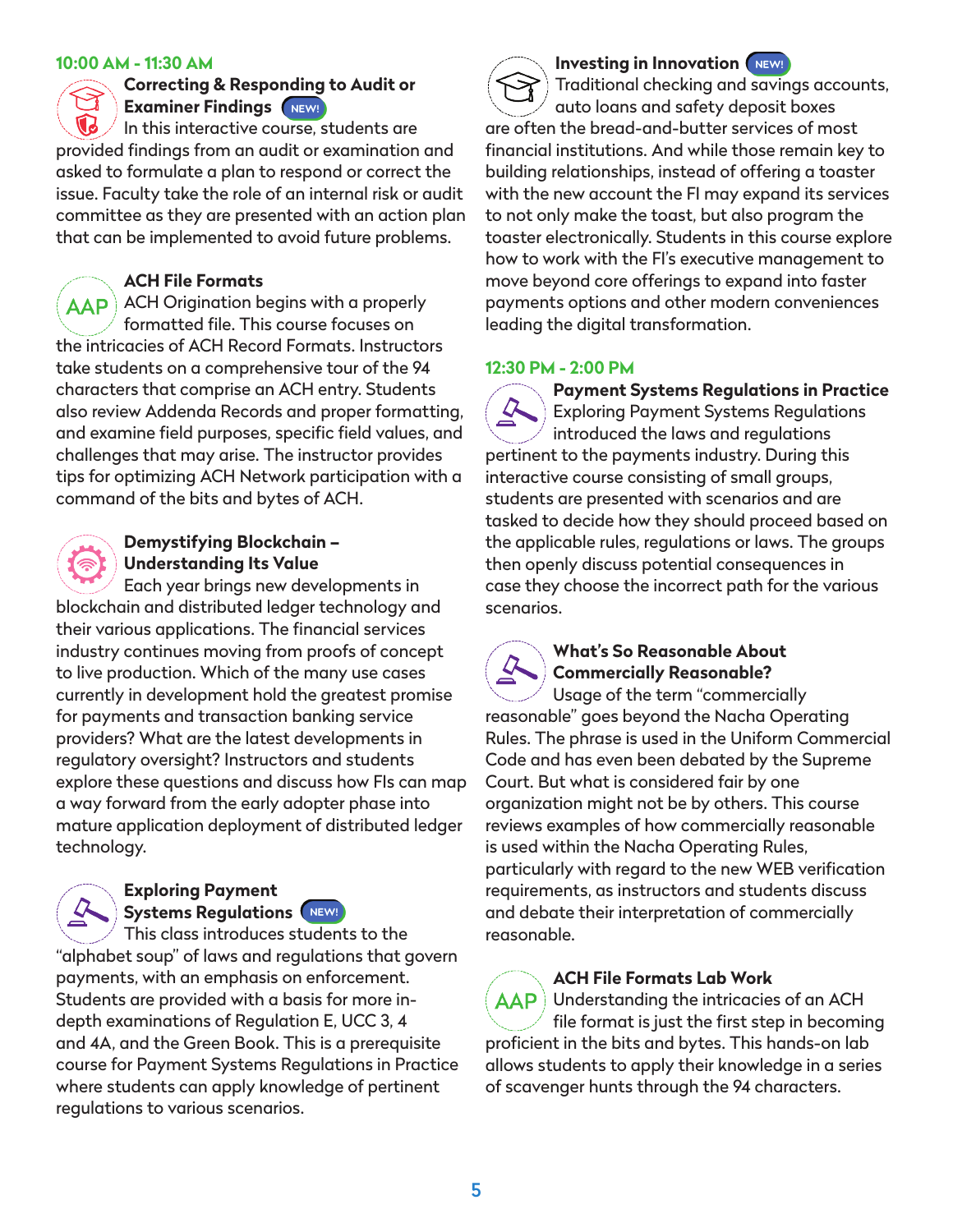## 10:00 AM - 11:30 AM

### Correcting & Responding to Audit or Examiner Findings NEW!

In this interactive course, students are provided findings from an audit or examination and asked to formulate a plan to respond or correct the issue. Faculty take the role of an internal risk or audit committee as they are presented with an action plan that can be implemented to avoid future problems.

### ACH File Formats

AAP

ACH Origination begins with a properly formatted file. This course focuses on the intricacies of ACH Record Formats. Instructors take students on a comprehensive tour of the 94 characters that comprise an ACH entry. Students also review Addenda Records and proper formatting, and examine field purposes, specific field values, and challenges that may arise. The instructor provides tips for optimizing ACH Network participation with a command of the bits and bytes of ACH.

### Demystifying Blockchain – Understanding Its Value

Each year brings new developments in blockchain and distributed ledger technology and their various applications. The financial services industry continues moving from proofs of concept to live production. Which of the many use cases currently in development hold the greatest promise for payments and transaction banking service providers? What are the latest developments in regulatory oversight? Instructors and students explore these questions and discuss how FIs can map a way forward from the early adopter phase into mature application deployment of distributed ledger technology.

### Exploring Payment Systems Regulations NEW!

This class introduces students to the "alphabet soup" of laws and regulations that govern payments, with an emphasis on enforcement. Students are provided with a basis for more in-depth examinations of Regulation E, UCC 3, 4 and 4A, and the Green Book. This is a prerequisite course for Payment Systems Regulations in Practice where students can apply knowledge of pertinent regulations to various scenarios.

### Investing in Innovation NEW!

Traditional checking and savings accounts, auto loans and safety deposit boxes are often the bread-and-butter services of most financial institutions. And while those remain key to building relationships, instead of offering a toaster with the new account the FI may expand its services to not only make the toast, but also program the toaster electronically. Students in this course explore how to work with the FI's executive management to move beyond core offerings to expand into faster payments options and other modern conveniences leading the digital transformation.

## 12:30 PM - 2:00 PM

### Payment Systems Regulations in Practice

Exploring Payment Systems Regulations introduced the laws and regulations pertinent to the payments industry. During this interactive course consisting of small groups, students are presented with scenarios and are tasked to decide how they should proceed based on the applicable rules, regulations or laws. The groups then openly discuss potential consequences in case they choose the incorrect path for the various scenarios.

### What's So Reasonable About Commercially Reasonable?

Usage of the term "commercially reasonable" goes beyond the Nacha Operating Rules. The phrase is used in the Uniform Commercial Code and has even been debated by the Supreme Court. But what is considered fair by one organization might not be by others. This course reviews examples of how commercially reasonable is used within the Nacha Operating Rules, particularly with regard to the new WEB verification requirements, as instructors and students discuss and debate their interpretation of commercially reasonable.

### ACH File Formats Lab Work

AAP

Understanding the intricacies of an ACH file format is just the first step in becoming proficient in the bits and bytes. This hands-on lab allows students to apply their knowledge in a series of scavenger hunts through the 94 characters.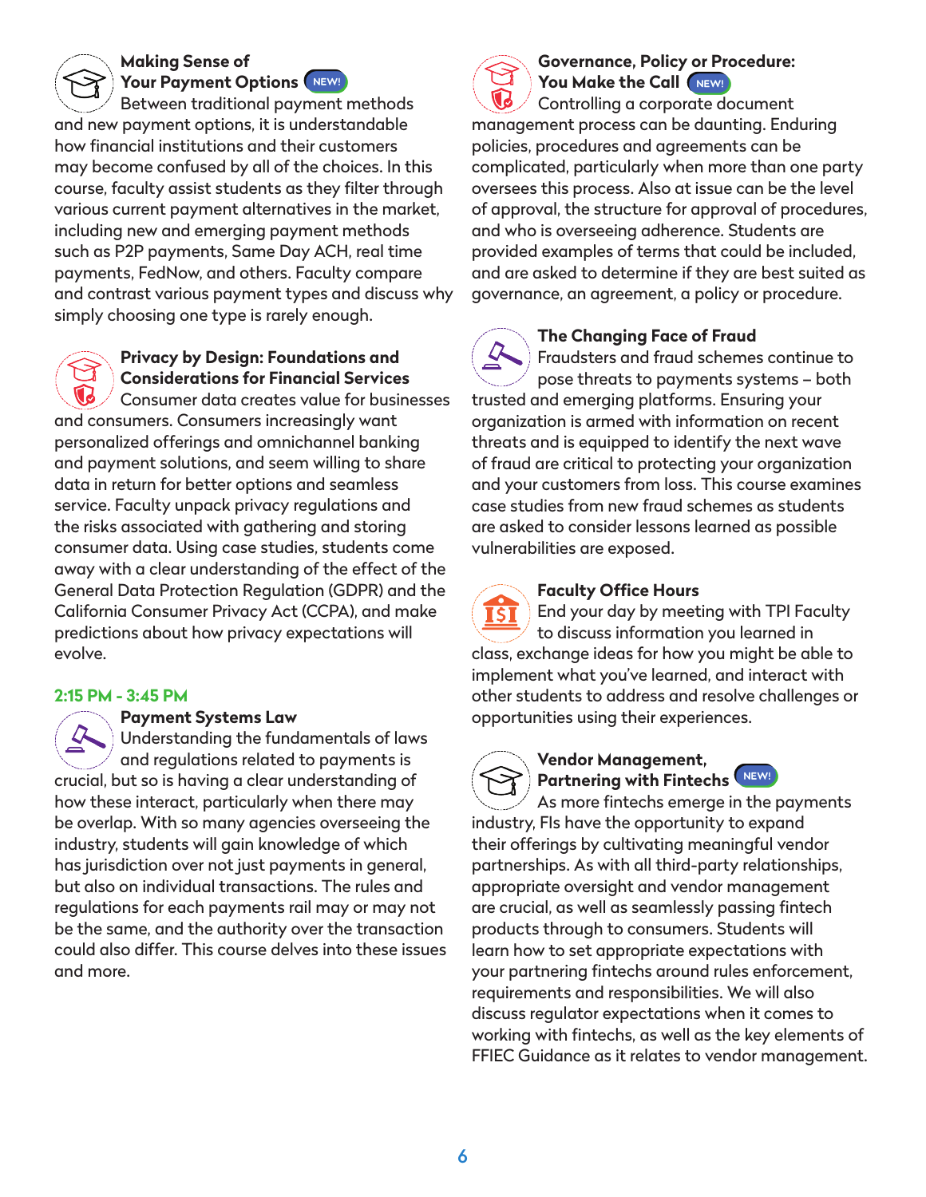### Making Sense of Your Payment Options NEW!

Between traditional payment methods and new payment options, it is understandable how financial institutions and their customers may become confused by all of the choices. In this course, faculty assist students as they filter through various current payment alternatives in the market, including new and emerging payment methods such as P2P payments, Same Day ACH, real time payments, FedNow, and others. Faculty compare and contrast various payment types and discuss why simply choosing one type is rarely enough.

### Privacy by Design: Foundations and Considerations for Financial Services

Consumer data creates value for businesses and consumers. Consumers increasingly want personalized offerings and omnichannel banking and payment solutions, and seem willing to share data in return for better options and seamless service. Faculty unpack privacy regulations and the risks associated with gathering and storing consumer data. Using case studies, students come away with a clear understanding of the effect of the General Data Protection Regulation (GDPR) and the California Consumer Privacy Act (CCPA), and make predictions about how privacy expectations will evolve.

## 2:15 PM - 3:45 PM

### Payment Systems Law

Understanding the fundamentals of laws and regulations related to payments is crucial, but so is having a clear understanding of how these interact, particularly when there may be overlap. With so many agencies overseeing the industry, students will gain knowledge of which has jurisdiction over not just payments in general, but also on individual transactions. The rules and regulations for each payments rail may or may not be the same, and the authority over the transaction could also differ. This course delves into these issues and more.

### Governance, Policy or Procedure: You Make the Call NEW!

Controlling a corporate document management process can be daunting. Enduring policies, procedures and agreements can be complicated, particularly when more than one party oversees this process. Also at issue can be the level of approval, the structure for approval of procedures, and who is overseeing adherence. Students are provided examples of terms that could be included, and are asked to determine if they are best suited as governance, an agreement, a policy or procedure.

### The Changing Face of Fraud

Fraudsters and fraud schemes continue to pose threats to payments systems – both trusted and emerging platforms. Ensuring your organization is armed with information on recent threats and is equipped to identify the next wave of fraud are critical to protecting your organization and your customers from loss. This course examines case studies from new fraud schemes as students are asked to consider lessons learned as possible vulnerabilities are exposed.

### Faculty Office Hours

End your day by meeting with TPI Faculty to discuss information you learned in class, exchange ideas for how you might be able to implement what you've learned, and interact with other students to address and resolve challenges or opportunities using their experiences.

### Vendor Management, Partnering with Fintechs NEW!

As more fintechs emerge in the payments industry, FIs have the opportunity to expand their offerings by cultivating meaningful vendor partnerships. As with all third-party relationships, appropriate oversight and vendor management are crucial, as well as seamlessly passing fintech products through to consumers. Students will learn how to set appropriate expectations with your partnering fintechs around rules enforcement, requirements and responsibilities. We will also discuss regulator expectations when it comes to working with fintechs, as well as the key elements of FFIEC Guidance as it relates to vendor management.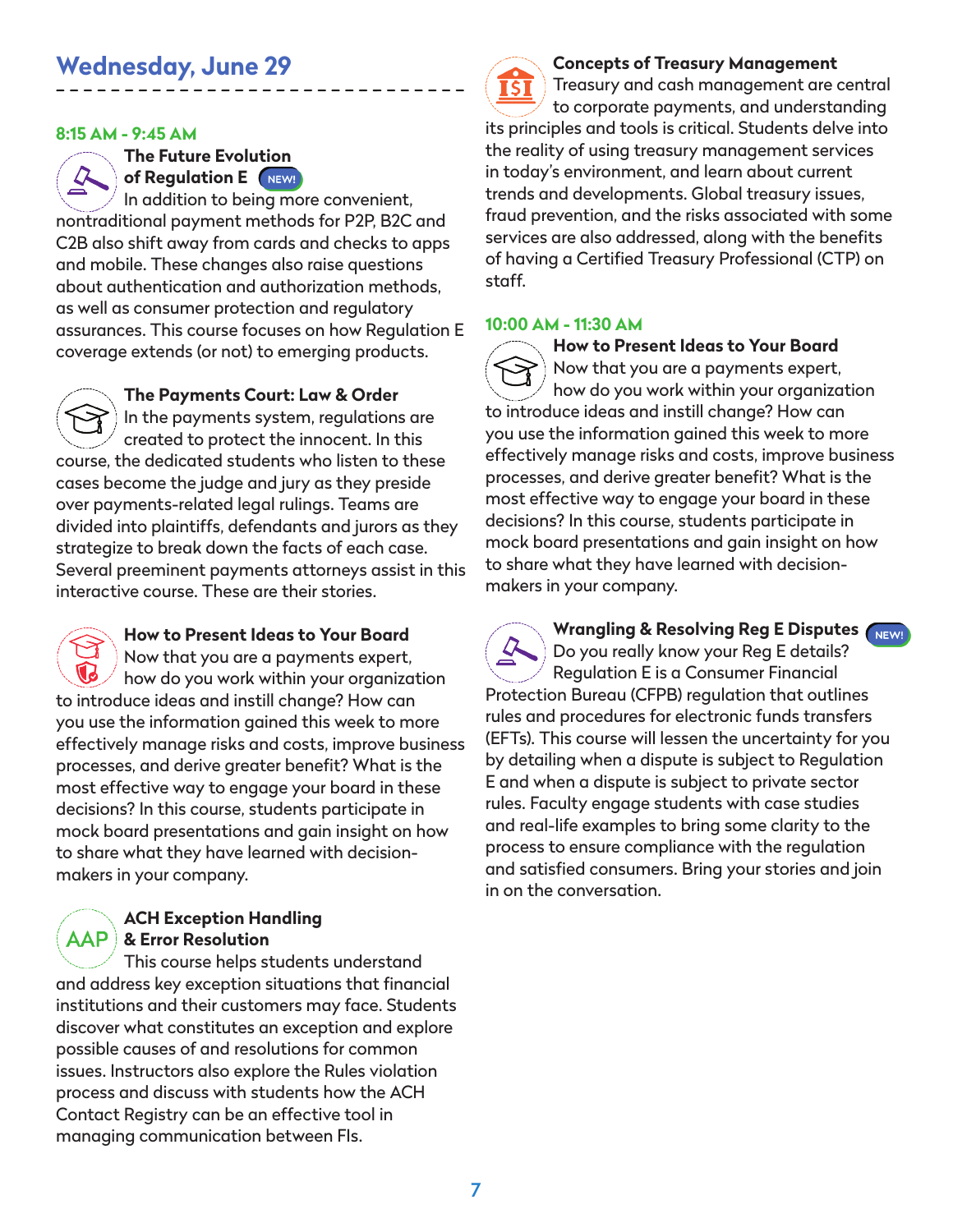## Wednesday, June 29

### 8:15 AM - 9:45 AM

**The Future Evolution of Regulation E** NEW!

In addition to being more convenient, nontraditional payment methods for P2P, B2C and C2B also shift away from cards and checks to apps and mobile. These changes also raise questions about authentication and authorization methods, as well as consumer protection and regulatory assurances. This course focuses on how Regulation E coverage extends (or not) to emerging products.

**The Payments Court: Law & Order**

In the payments system, regulations are created to protect the innocent. In this course, the dedicated students who listen to these cases become the judge and jury as they preside over payments-related legal rulings. Teams are divided into plaintiffs, defendants and jurors as they strategize to break down the facts of each case. Several preeminent payments attorneys assist in this interactive course. These are their stories.

**How to Present Ideas to Your Board**

Now that you are a payments expert, how do you work within your organization to introduce ideas and instill change? How can you use the information gained this week to more effectively manage risks and costs, improve business processes, and derive greater benefit? What is the most effective way to engage your board in these decisions? In this course, students participate in mock board presentations and gain insight on how to share what they have learned with decision-makers in your company.

**ACH Exception Handling & Error Resolution**

This course helps students understand and address key exception situations that financial institutions and their customers may face. Students discover what constitutes an exception and explore possible causes of and resolutions for common issues. Instructors also explore the Rules violation process and discuss with students how the ACH Contact Registry can be an effective tool in managing communication between FIs.

**Concepts of Treasury Management**

Treasury and cash management are central to corporate payments, and understanding its principles and tools is critical. Students delve into the reality of using treasury management services in today's environment, and learn about current trends and developments. Global treasury issues, fraud prevention, and the risks associated with some services are also addressed, along with the benefits of having a Certified Treasury Professional (CTP) on staff.

### 10:00 AM - 11:30 AM

**How to Present Ideas to Your Board**

Now that you are a payments expert, how do you work within your organization to introduce ideas and instill change? How can you use the information gained this week to more effectively manage risks and costs, improve business processes, and derive greater benefit? What is the most effective way to engage your board in these decisions? In this course, students participate in mock board presentations and gain insight on how to share what they have learned with decision-makers in your company.

**Wrangling & Resolving Reg E Disputes** NEW!

Do you really know your Reg E details? Regulation E is a Consumer Financial Protection Bureau (CFPB) regulation that outlines rules and procedures for electronic funds transfers (EFTs). This course will lessen the uncertainty for you by detailing when a dispute is subject to Regulation E and when a dispute is subject to private sector rules. Faculty engage students with case studies and real-life examples to bring some clarity to the process to ensure compliance with the regulation and satisfied consumers. Bring your stories and join in on the conversation.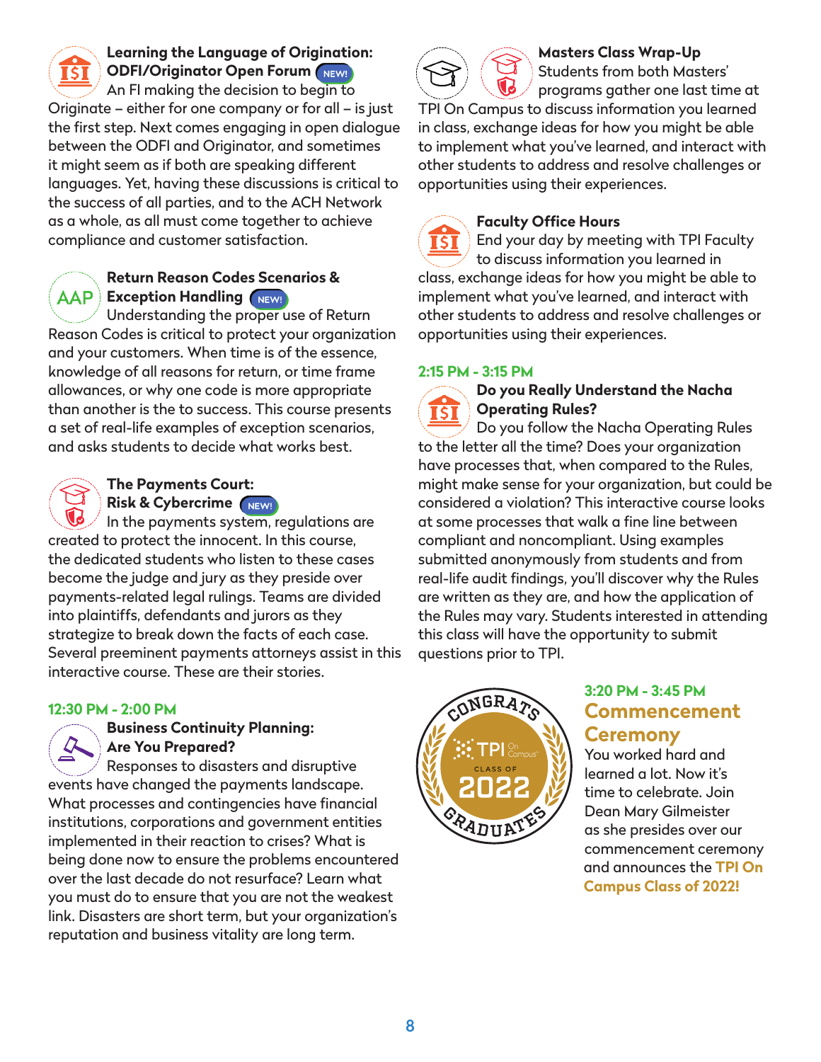### Learning the Language of Origination: ODFI/Originator Open Forum NEW!

An FI making the decision to begin to Originate – either for one company or for all – is just the first step. Next comes engaging in open dialogue between the ODFI and Originator, and sometimes it might seem as if both are speaking different languages. Yet, having these discussions is critical to the success of all parties, and to the ACH Network as a whole, as all must come together to achieve compliance and customer satisfaction.

### Return Reason Codes Scenarios & Exception Handling NEW!

Understanding the proper use of Return Reason Codes is critical to protect your organization and your customers. When time is of the essence, knowledge of all reasons for return, or time frame allowances, or why one code is more appropriate than another is the to success. This course presents a set of real-life examples of exception scenarios, and asks students to decide what works best.

### The Payments Court: Risk & Cybercrime NEW!

In the payments system, regulations are created to protect the innocent. In this course, the dedicated students who listen to these cases become the judge and jury as they preside over payments-related legal rulings. Teams are divided into plaintiffs, defendants and jurors as they strategize to break down the facts of each case. Several preeminent payments attorneys assist in this interactive course. These are their stories.

**12:30 PM - 2:00 PM**

### Business Continuity Planning: Are You Prepared?

Responses to disasters and disruptive events have changed the payments landscape. What processes and contingencies have financial institutions, corporations and government entities implemented in their reaction to crises? What is being done now to ensure the problems encountered over the last decade do not resurface? Learn what you must do to ensure that you are not the weakest link. Disasters are short term, but your organization's reputation and business vitality are long term.

### Masters Class Wrap-Up

Students from both Masters' programs gather one last time at TPI On Campus to discuss information you learned in class, exchange ideas for how you might be able to implement what you've learned, and interact with other students to address and resolve challenges or opportunities using their experiences.

### Faculty Office Hours

End your day by meeting with TPI Faculty to discuss information you learned in class, exchange ideas for how you might be able to implement what you've learned, and interact with other students to address and resolve challenges or opportunities using their experiences.

**2:15 PM - 3:15 PM**

### Do you Really Understand the Nacha Operating Rules?

Do you follow the Nacha Operating Rules to the letter all the time? Does your organization have processes that, when compared to the Rules, might make sense for your organization, but could be considered a violation? This interactive course looks at some processes that walk a fine line between compliant and noncompliant. Using examples submitted anonymously from students and from real-life audit findings, you'll discover why the Rules are written as they are, and how the application of the Rules may vary. Students interested in attending this class will have the opportunity to submit questions prior to TPI.

CONGRATS TPI On Campus CLASS OF 2022 GRADUATES

**3:20 PM - 3:45 PM**

## Commencement Ceremony

You worked hard and learned a lot. Now it's time to celebrate. Join Dean Mary Gilmeister as she presides over our commencement ceremony and announces the **TPI On Campus Class of 2022!**